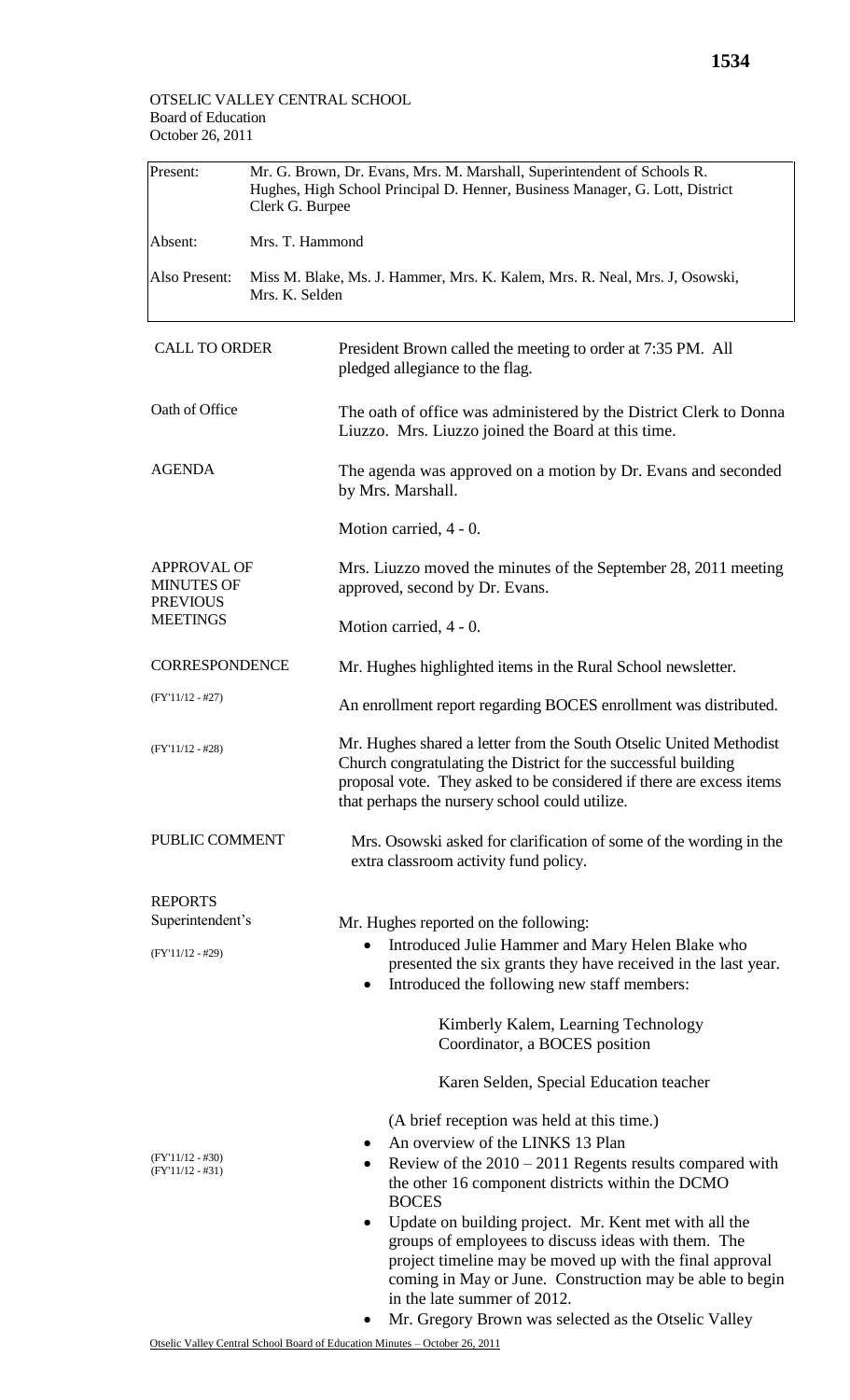OTSELIC VALLEY CENTRAL SCHOOL
Board of Education
October 26, 2011

| | |
|---|---|
| Present: | Mr. G. Brown, Dr. Evans, Mrs. M. Marshall, Superintendent of Schools R. Hughes, High School Principal D. Henner, Business Manager, G. Lott, District Clerk G. Burpee |
| Absent: | Mrs. T. Hammond |
| Also Present: | Miss M. Blake, Ms. J. Hammer, Mrs. K. Kalem, Mrs. R. Neal, Mrs. J, Osowski, Mrs. K. Selden |

**CALL TO ORDER**

President Brown called the meeting to order at 7:35 PM. All pledged allegiance to the flag.

**Oath of Office**

The oath of office was administered by the District Clerk to Donna Liuzzo. Mrs. Liuzzo joined the Board at this time.

**AGENDA**

The agenda was approved on a motion by Dr. Evans and seconded by Mrs. Marshall.

Motion carried, 4 - 0.

**APPROVAL OF MINUTES OF PREVIOUS MEETINGS**

Mrs. Liuzzo moved the minutes of the September 28, 2011 meeting approved, second by Dr. Evans.

Motion carried, 4 - 0.

**CORRESPONDENCE**

Mr. Hughes highlighted items in the Rural School newsletter.

(FY'11/12 - #27)

An enrollment report regarding BOCES enrollment was distributed.

(FY'11/12 - #28)

Mr. Hughes shared a letter from the South Otselic United Methodist Church congratulating the District for the successful building proposal vote. They asked to be considered if there are excess items that perhaps the nursery school could utilize.

**PUBLIC COMMENT**

Mrs. Osowski asked for clarification of some of the wording in the extra classroom activity fund policy.

**REPORTS**

**Superintendent's**

(FY'11/12 - #29)

Mr. Hughes reported on the following:

- Introduced Julie Hammer and Mary Helen Blake who presented the six grants they have received in the last year.
- Introduced the following new staff members:

  Kimberly Kalem, Learning Technology Coordinator, a BOCES position

  Karen Selden, Special Education teacher

  (A brief reception was held at this time.)

(FY'11/12 - #30)
(FY'11/12 - #31)

- An overview of the LINKS 13 Plan
- Review of the 2010 – 2011 Regents results compared with the other 16 component districts within the DCMO BOCES
- Update on building project. Mr. Kent met with all the groups of employees to discuss ideas with them. The project timeline may be moved up with the final approval coming in May or June. Construction may be able to begin in the late summer of 2012.
- Mr. Gregory Brown was selected as the Otselic Valley

Otselic Valley Central School Board of Education Minutes – October 26, 2011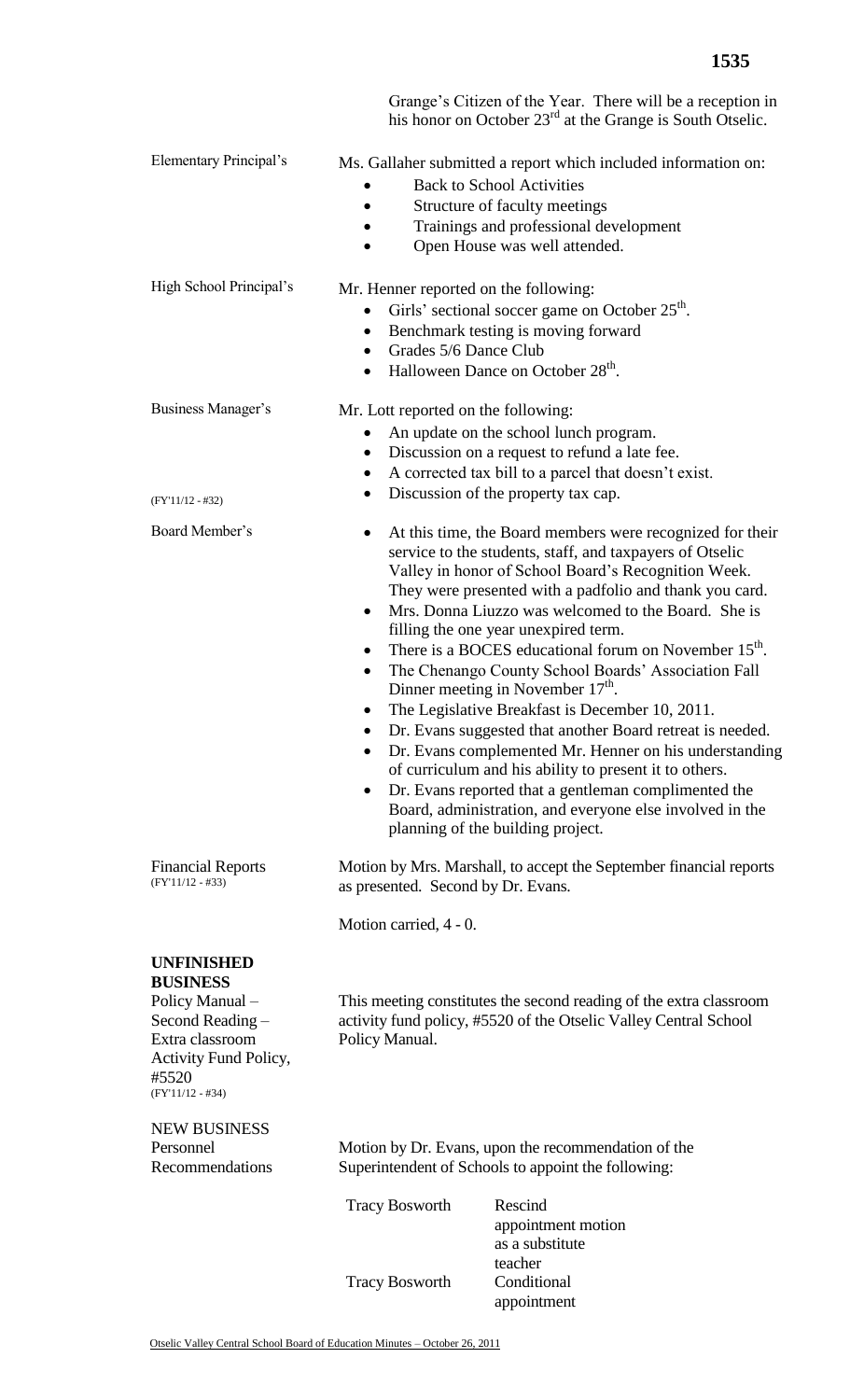Grange's Citizen of the Year. There will be a reception in his honor on October 23rd at the Grange is South Otselic.

**Elementary Principal's**

Ms. Gallaher submitted a report which included information on:

- Back to School Activities
- Structure of faculty meetings
- Trainings and professional development
- Open House was well attended.

**High School Principal's**

Mr. Henner reported on the following:

- Girls' sectional soccer game on October 25th.
- Benchmark testing is moving forward
- Grades 5/6 Dance Club
- Halloween Dance on October 28th.

**Business Manager's**

(FY'11/12 - #32)

Mr. Lott reported on the following:

- An update on the school lunch program.
- Discussion on a request to refund a late fee.
- A corrected tax bill to a parcel that doesn't exist.
- Discussion of the property tax cap.

**Board Member's**

- At this time, the Board members were recognized for their service to the students, staff, and taxpayers of Otselic Valley in honor of School Board's Recognition Week. They were presented with a padfolio and thank you card.
- Mrs. Donna Liuzzo was welcomed to the Board. She is filling the one year unexpired term.
- There is a BOCES educational forum on November 15th.
- The Chenango County School Boards' Association Fall Dinner meeting in November 17th.
- The Legislative Breakfast is December 10, 2011.
- Dr. Evans suggested that another Board retreat is needed.
- Dr. Evans complemented Mr. Henner on his understanding of curriculum and his ability to present it to others.
- Dr. Evans reported that a gentleman complimented the Board, administration, and everyone else involved in the planning of the building project.

**Financial Reports**
(FY'11/12 - #33)

Motion by Mrs. Marshall, to accept the September financial reports as presented. Second by Dr. Evans.

Motion carried, 4 - 0.

## UNFINISHED BUSINESS

**Policy Manual – Second Reading – Extra classroom Activity Fund Policy, #5520**
(FY'11/12 - #34)

This meeting constitutes the second reading of the extra classroom activity fund policy, #5520 of the Otselic Valley Central School Policy Manual.

## NEW BUSINESS

**Personnel Recommendations**

Motion by Dr. Evans, upon the recommendation of the Superintendent of Schools to appoint the following:

| | |
|---|---|
| Tracy Bosworth | Rescind appointment motion as a substitute teacher |
| Tracy Bosworth | Conditional appointment |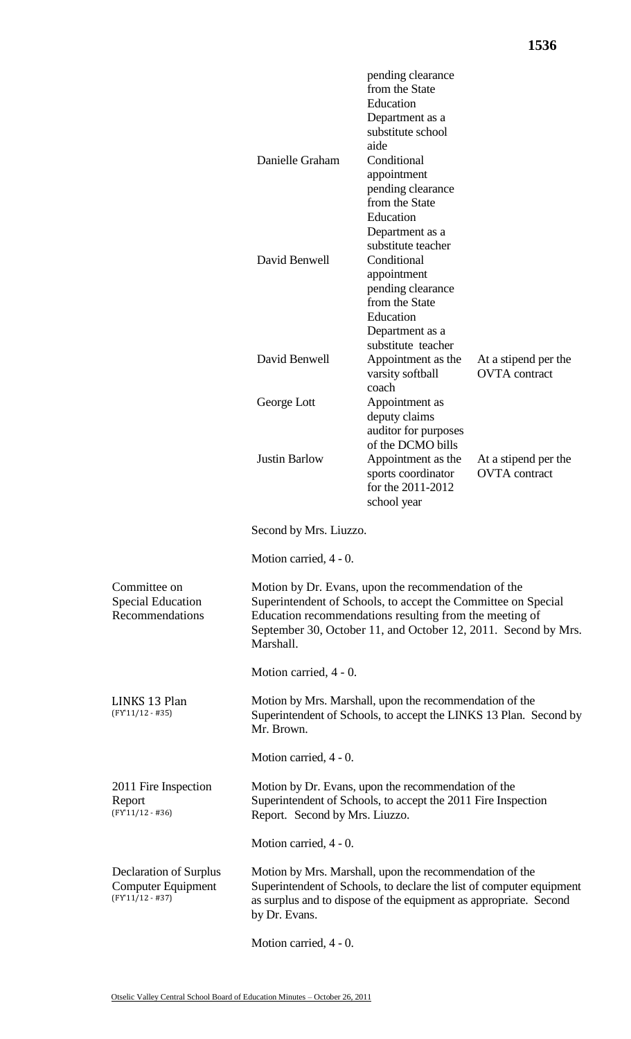| | | |
|---|---|---|
| | pending clearance from the State Education Department as a substitute school aide | |
| Danielle Graham | Conditional appointment pending clearance from the State Education Department as a substitute teacher | |
| David Benwell | Conditional appointment pending clearance from the State Education Department as a substitute teacher | |
| David Benwell | Appointment as the varsity softball coach | At a stipend per the OVTA contract |
| George Lott | Appointment as deputy claims auditor for purposes of the DCMO bills | |
| Justin Barlow | Appointment as the sports coordinator for the 2011-2012 school year | At a stipend per the OVTA contract |

Second by Mrs. Liuzzo.

Motion carried, 4 - 0.

**Committee on Special Education Recommendations**

Motion by Dr. Evans, upon the recommendation of the Superintendent of Schools, to accept the Committee on Special Education recommendations resulting from the meeting of September 30, October 11, and October 12, 2011. Second by Mrs. Marshall.

Motion carried, 4 - 0.

**LINKS 13 Plan**
(FY'11/12 - #35)

Motion by Mrs. Marshall, upon the recommendation of the Superintendent of Schools, to accept the LINKS 13 Plan. Second by Mr. Brown.

Motion carried, 4 - 0.

**2011 Fire Inspection Report**
(FY'11/12 - #36)

Motion by Dr. Evans, upon the recommendation of the Superintendent of Schools, to accept the 2011 Fire Inspection Report. Second by Mrs. Liuzzo.

Motion carried, 4 - 0.

**Declaration of Surplus Computer Equipment**
(FY'11/12 - #37)

Motion by Mrs. Marshall, upon the recommendation of the Superintendent of Schools, to declare the list of computer equipment as surplus and to dispose of the equipment as appropriate. Second by Dr. Evans.

Motion carried, 4 - 0.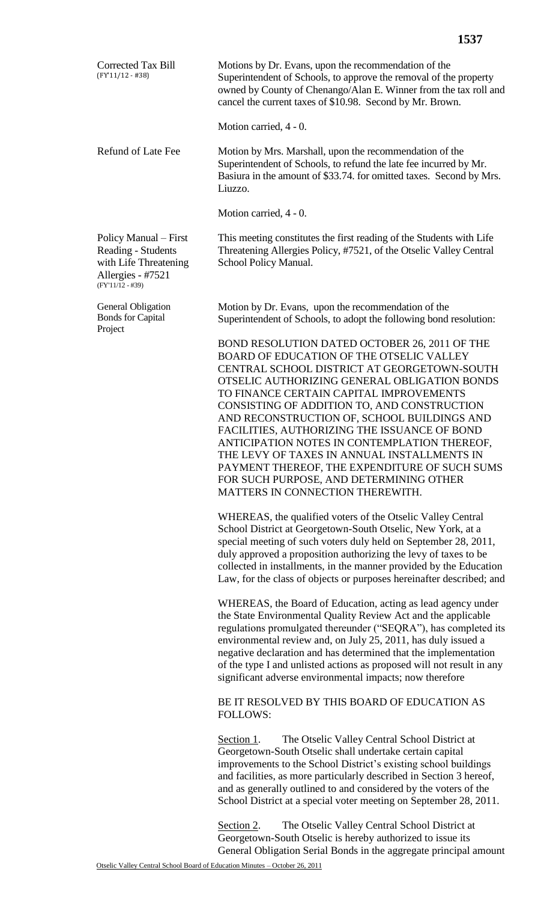**Corrected Tax Bill**
(FY'11/12 - #38)

Motions by Dr. Evans, upon the recommendation of the Superintendent of Schools, to approve the removal of the property owned by County of Chenango/Alan E. Winner from the tax roll and cancel the current taxes of $10.98. Second by Mr. Brown.

Motion carried, 4 - 0.

**Refund of Late Fee**

Motion by Mrs. Marshall, upon the recommendation of the Superintendent of Schools, to refund the late fee incurred by Mr. Basiura in the amount of $33.74. for omitted taxes. Second by Mrs. Liuzzo.

Motion carried, 4 - 0.

**Policy Manual – First Reading - Students with Life Threatening Allergies - #7521**
(FY'11/12 - #39)

This meeting constitutes the first reading of the Students with Life Threatening Allergies Policy, #7521, of the Otselic Valley Central School Policy Manual.

**General Obligation Bonds for Capital Project**

Motion by Dr. Evans, upon the recommendation of the Superintendent of Schools, to adopt the following bond resolution:

BOND RESOLUTION DATED OCTOBER 26, 2011 OF THE BOARD OF EDUCATION OF THE OTSELIC VALLEY CENTRAL SCHOOL DISTRICT AT GEORGETOWN-SOUTH OTSELIC AUTHORIZING GENERAL OBLIGATION BONDS TO FINANCE CERTAIN CAPITAL IMPROVEMENTS CONSISTING OF ADDITION TO, AND CONSTRUCTION AND RECONSTRUCTION OF, SCHOOL BUILDINGS AND FACILITIES, AUTHORIZING THE ISSUANCE OF BOND ANTICIPATION NOTES IN CONTEMPLATION THEREOF, THE LEVY OF TAXES IN ANNUAL INSTALLMENTS IN PAYMENT THEREOF, THE EXPENDITURE OF SUCH SUMS FOR SUCH PURPOSE, AND DETERMINING OTHER MATTERS IN CONNECTION THEREWITH.

WHEREAS, the qualified voters of the Otselic Valley Central School District at Georgetown-South Otselic, New York, at a special meeting of such voters duly held on September 28, 2011, duly approved a proposition authorizing the levy of taxes to be collected in installments, in the manner provided by the Education Law, for the class of objects or purposes hereinafter described; and

WHEREAS, the Board of Education, acting as lead agency under the State Environmental Quality Review Act and the applicable regulations promulgated thereunder ("SEQRA"), has completed its environmental review and, on July 25, 2011, has duly issued a negative declaration and has determined that the implementation of the type I and unlisted actions as proposed will not result in any significant adverse environmental impacts; now therefore

BE IT RESOLVED BY THIS BOARD OF EDUCATION AS FOLLOWS:

Section 1. The Otselic Valley Central School District at Georgetown-South Otselic shall undertake certain capital improvements to the School District's existing school buildings and facilities, as more particularly described in Section 3 hereof, and as generally outlined to and considered by the voters of the School District at a special voter meeting on September 28, 2011.

Section 2. The Otselic Valley Central School District at Georgetown-South Otselic is hereby authorized to issue its General Obligation Serial Bonds in the aggregate principal amount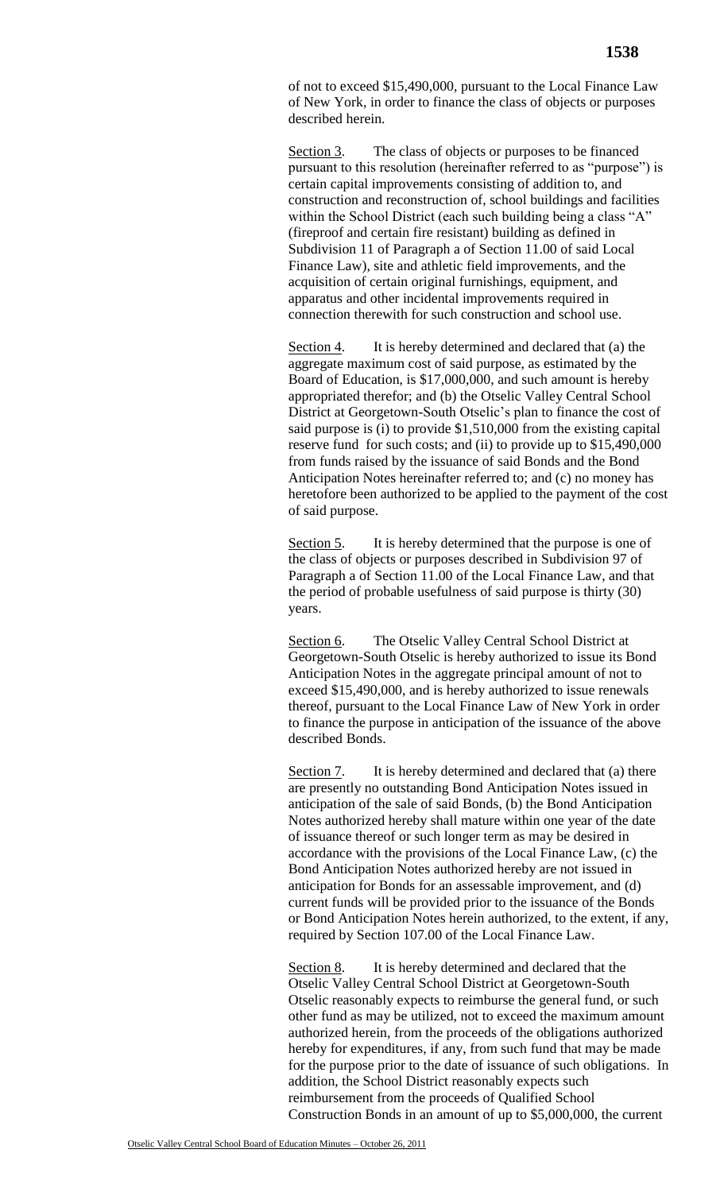of not to exceed $15,490,000, pursuant to the Local Finance Law of New York, in order to finance the class of objects or purposes described herein.

Section 3. The class of objects or purposes to be financed pursuant to this resolution (hereinafter referred to as "purpose") is certain capital improvements consisting of addition to, and construction and reconstruction of, school buildings and facilities within the School District (each such building being a class "A" (fireproof and certain fire resistant) building as defined in Subdivision 11 of Paragraph a of Section 11.00 of said Local Finance Law), site and athletic field improvements, and the acquisition of certain original furnishings, equipment, and apparatus and other incidental improvements required in connection therewith for such construction and school use.

Section 4. It is hereby determined and declared that (a) the aggregate maximum cost of said purpose, as estimated by the Board of Education, is $17,000,000, and such amount is hereby appropriated therefor; and (b) the Otselic Valley Central School District at Georgetown-South Otselic's plan to finance the cost of said purpose is (i) to provide $1,510,000 from the existing capital reserve fund for such costs; and (ii) to provide up to $15,490,000 from funds raised by the issuance of said Bonds and the Bond Anticipation Notes hereinafter referred to; and (c) no money has heretofore been authorized to be applied to the payment of the cost of said purpose.

Section 5. It is hereby determined that the purpose is one of the class of objects or purposes described in Subdivision 97 of Paragraph a of Section 11.00 of the Local Finance Law, and that the period of probable usefulness of said purpose is thirty (30) years.

Section 6. The Otselic Valley Central School District at Georgetown-South Otselic is hereby authorized to issue its Bond Anticipation Notes in the aggregate principal amount of not to exceed $15,490,000, and is hereby authorized to issue renewals thereof, pursuant to the Local Finance Law of New York in order to finance the purpose in anticipation of the issuance of the above described Bonds.

Section 7. It is hereby determined and declared that (a) there are presently no outstanding Bond Anticipation Notes issued in anticipation of the sale of said Bonds, (b) the Bond Anticipation Notes authorized hereby shall mature within one year of the date of issuance thereof or such longer term as may be desired in accordance with the provisions of the Local Finance Law, (c) the Bond Anticipation Notes authorized hereby are not issued in anticipation for Bonds for an assessable improvement, and (d) current funds will be provided prior to the issuance of the Bonds or Bond Anticipation Notes herein authorized, to the extent, if any, required by Section 107.00 of the Local Finance Law.

Section 8. It is hereby determined and declared that the Otselic Valley Central School District at Georgetown-South Otselic reasonably expects to reimburse the general fund, or such other fund as may be utilized, not to exceed the maximum amount authorized herein, from the proceeds of the obligations authorized hereby for expenditures, if any, from such fund that may be made for the purpose prior to the date of issuance of such obligations. In addition, the School District reasonably expects such reimbursement from the proceeds of Qualified School Construction Bonds in an amount of up to $5,000,000, the current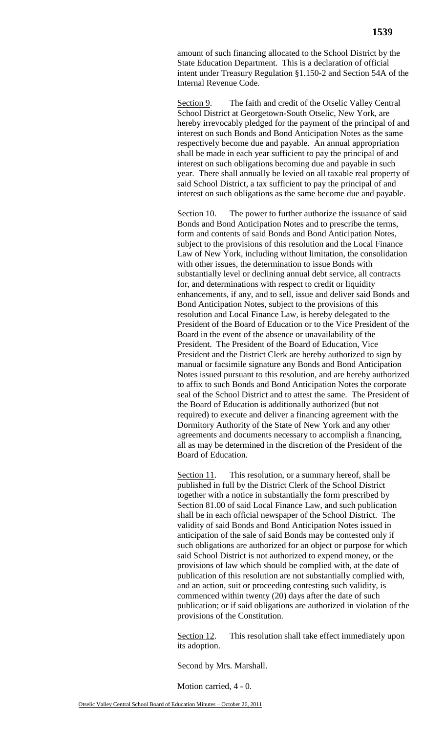amount of such financing allocated to the School District by the State Education Department. This is a declaration of official intent under Treasury Regulation §1.150-2 and Section 54A of the Internal Revenue Code.

Section 9. The faith and credit of the Otselic Valley Central School District at Georgetown-South Otselic, New York, are hereby irrevocably pledged for the payment of the principal of and interest on such Bonds and Bond Anticipation Notes as the same respectively become due and payable. An annual appropriation shall be made in each year sufficient to pay the principal of and interest on such obligations becoming due and payable in such year. There shall annually be levied on all taxable real property of said School District, a tax sufficient to pay the principal of and interest on such obligations as the same become due and payable.

Section 10. The power to further authorize the issuance of said Bonds and Bond Anticipation Notes and to prescribe the terms, form and contents of said Bonds and Bond Anticipation Notes, subject to the provisions of this resolution and the Local Finance Law of New York, including without limitation, the consolidation with other issues, the determination to issue Bonds with substantially level or declining annual debt service, all contracts for, and determinations with respect to credit or liquidity enhancements, if any, and to sell, issue and deliver said Bonds and Bond Anticipation Notes, subject to the provisions of this resolution and Local Finance Law, is hereby delegated to the President of the Board of Education or to the Vice President of the Board in the event of the absence or unavailability of the President. The President of the Board of Education, Vice President and the District Clerk are hereby authorized to sign by manual or facsimile signature any Bonds and Bond Anticipation Notes issued pursuant to this resolution, and are hereby authorized to affix to such Bonds and Bond Anticipation Notes the corporate seal of the School District and to attest the same. The President of the Board of Education is additionally authorized (but not required) to execute and deliver a financing agreement with the Dormitory Authority of the State of New York and any other agreements and documents necessary to accomplish a financing, all as may be determined in the discretion of the President of the Board of Education.

Section 11. This resolution, or a summary hereof, shall be published in full by the District Clerk of the School District together with a notice in substantially the form prescribed by Section 81.00 of said Local Finance Law, and such publication shall be in each official newspaper of the School District. The validity of said Bonds and Bond Anticipation Notes issued in anticipation of the sale of said Bonds may be contested only if such obligations are authorized for an object or purpose for which said School District is not authorized to expend money, or the provisions of law which should be complied with, at the date of publication of this resolution are not substantially complied with, and an action, suit or proceeding contesting such validity, is commenced within twenty (20) days after the date of such publication; or if said obligations are authorized in violation of the provisions of the Constitution.

Section 12. This resolution shall take effect immediately upon its adoption.

Second by Mrs. Marshall.

Motion carried, 4 - 0.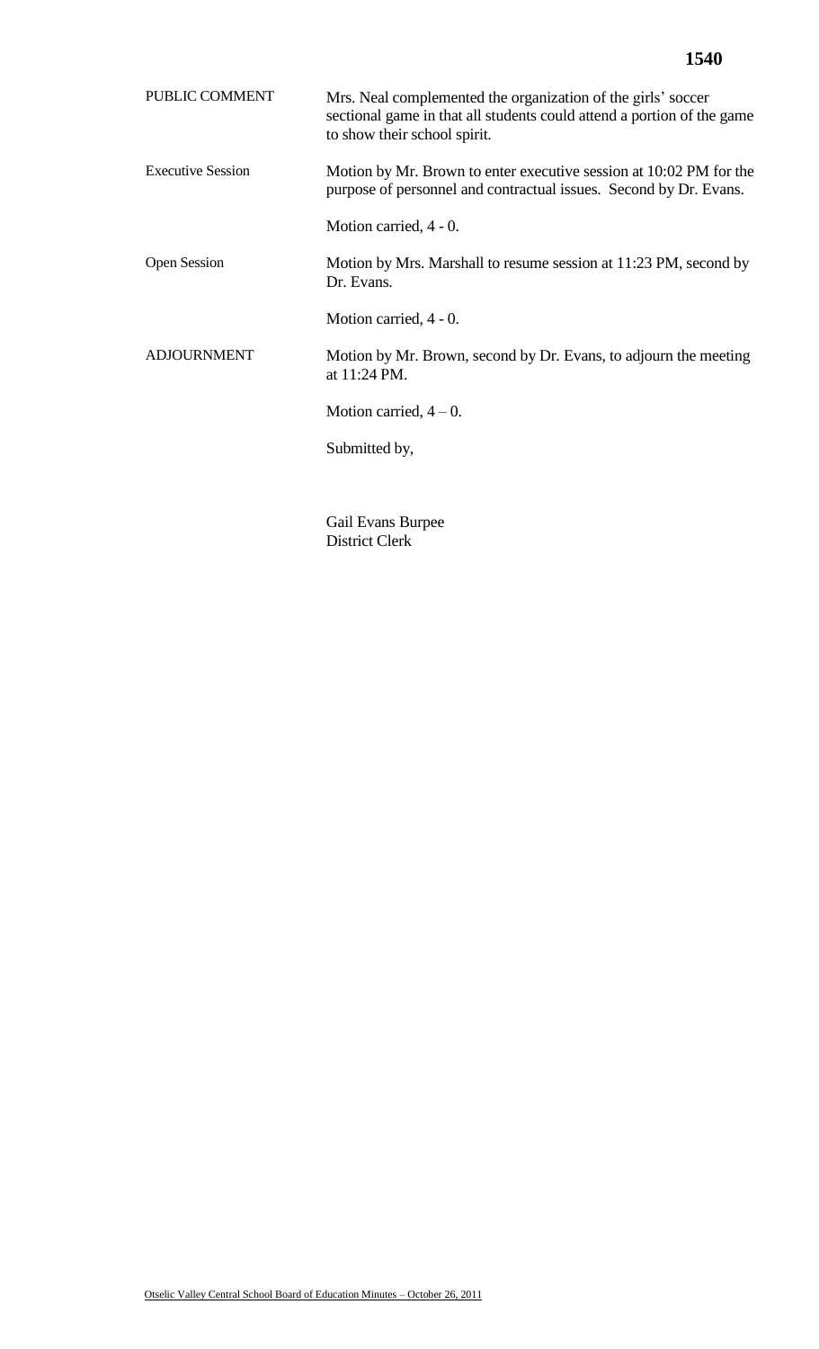| | |
|---|---|
| PUBLIC COMMENT | Mrs. Neal complemented the organization of the girls' soccer sectional game in that all students could attend a portion of the game to show their school spirit. |
| Executive Session | Motion by Mr. Brown to enter executive session at 10:02 PM for the purpose of personnel and contractual issues. Second by Dr. Evans. |
| | Motion carried, 4 - 0. |
| Open Session | Motion by Mrs. Marshall to resume session at 11:23 PM, second by Dr. Evans. |
| | Motion carried, 4 - 0. |
| ADJOURNMENT | Motion by Mr. Brown, second by Dr. Evans, to adjourn the meeting at 11:24 PM. |
| | Motion carried, 4 – 0. |

Submitted by,

Gail Evans Burpee
District Clerk